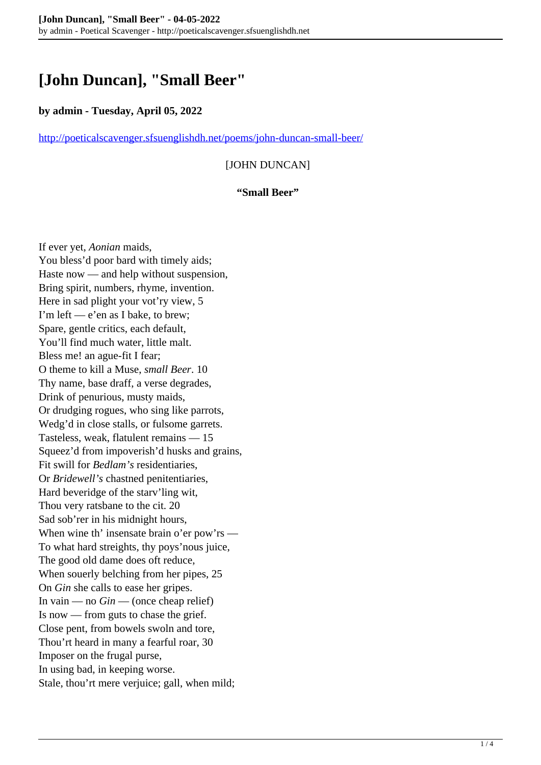# [John Duncan], "Small Beer"

**by admin - Tuesday, April 05, 2022**

http://poeticalscavenger.sfsuenglishdh.net/poems/john-duncan-small-beer/

[JOHN DUNCAN]

**"Small Beer"**

If ever yet, *Aonian* maids,
You bless'd poor bard with timely aids;
Haste now — and help without suspension,
Bring spirit, numbers, rhyme, invention.
Here in sad plight your vot'ry view, 5
I'm left — e'en as I bake, to brew;
Spare, gentle critics, each default,
You'll find much water, little malt.
Bless me! an ague-fit I fear;
O theme to kill a Muse, *small Beer*. 10
Thy name, base draff, a verse degrades,
Drink of penurious, musty maids,
Or drudging rogues, who sing like parrots,
Wedg'd in close stalls, or fulsome garrets.
Tasteless, weak, flatulent remains — 15
Squeez'd from impoverish'd husks and grains,
Fit swill for *Bedlam's* residentiaries,
Or *Bridewell's* chastned penitentiaries,
Hard beveridge of the starv'ling wit,
Thou very ratsbane to the cit. 20
Sad sob'rer in his midnight hours,
When wine th' insensate brain o'er pow'rs —
To what hard streights, thy poys'nous juice,
The good old dame does oft reduce,
When souerly belching from her pipes, 25
On *Gin* she calls to ease her gripes.
In vain — no *Gin* — (once cheap relief)
Is now — from guts to chase the grief.
Close pent, from bowels swoln and tore,
Thou'rt heard in many a fearful roar, 30
Imposer on the frugal purse,
In using bad, in keeping worse.
Stale, thou'rt mere verjuice; gall, when mild;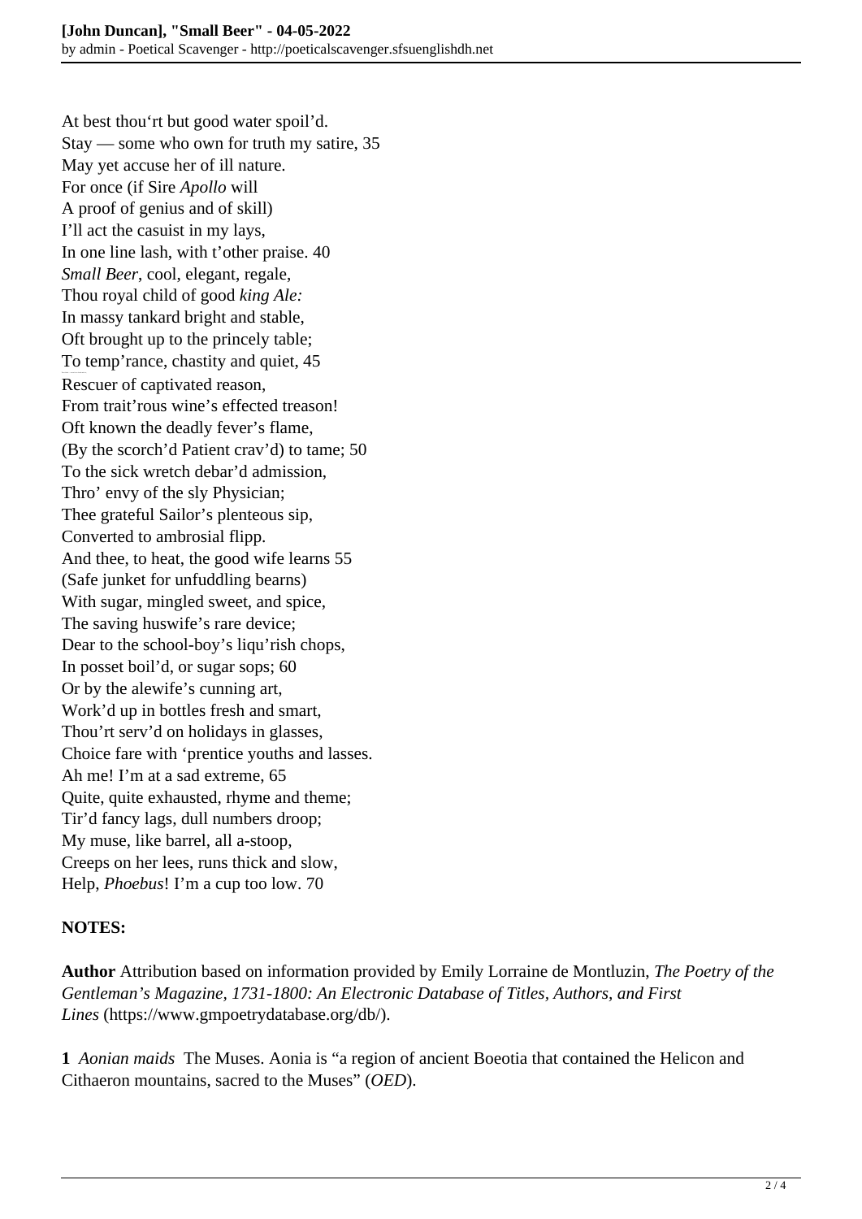At best thou‘rt but good water spoil’d.  
Stay — some who own for truth my satire, 35  
May yet accuse her of ill nature.  
For once (if Sire *Apollo* will  
A proof of genius and of skill)  
I’ll act the casuist in my lays,  
In one line lash, with t’other praise. 40  
*Small Beer*, cool, elegant, regale,  
Thou royal child of good *king Ale:*  
In massy tankard bright and stable,  
Oft brought up to the princely table;  
To temp’rance, chastity and quiet, 45  
Rescuer of captivated reason,  
From trait’rous wine’s effected treason!  
Oft known the deadly fever’s flame,  
(By the scorch’d Patient crav’d) to tame; 50  
To the sick wretch debar’d admission,  
Thro’ envy of the sly Physician;  
Thee grateful Sailor’s plenteous sip,  
Converted to ambrosial flipp.  
And thee, to heat, the good wife learns 55  
(Safe junket for unfuddling bearns)  
With sugar, mingled sweet, and spice,  
The saving huswife’s rare device;  
Dear to the school-boy’s liqu’rish chops,  
In posset boil’d, or sugar sops; 60  
Or by the alewife’s cunning art,  
Work’d up in bottles fresh and smart,  
Thou’rt serv’d on holidays in glasses,  
Choice fare with ‘prentice youths and lasses.  
Ah me! I’m at a sad extreme, 65  
Quite, quite exhausted, rhyme and theme;  
Tir’d fancy lags, dull numbers droop;  
My muse, like barrel, all a-stoop,  
Creeps on her lees, runs thick and slow,  
Help, *Phoebus*! I’m a cup too low. 70

**NOTES:**

**Author** Attribution based on information provided by Emily Lorraine de Montluzin, *The Poetry of the Gentleman’s Magazine, 1731-1800: An Electronic Database of Titles, Authors, and First Lines* (https://www.gmpoetrydatabase.org/db/).

**1** *Aonian maids* The Muses. Aonia is “a region of ancient Boeotia that contained the Helicon and Cithaeron mountains, sacred to the Muses” (*OED*).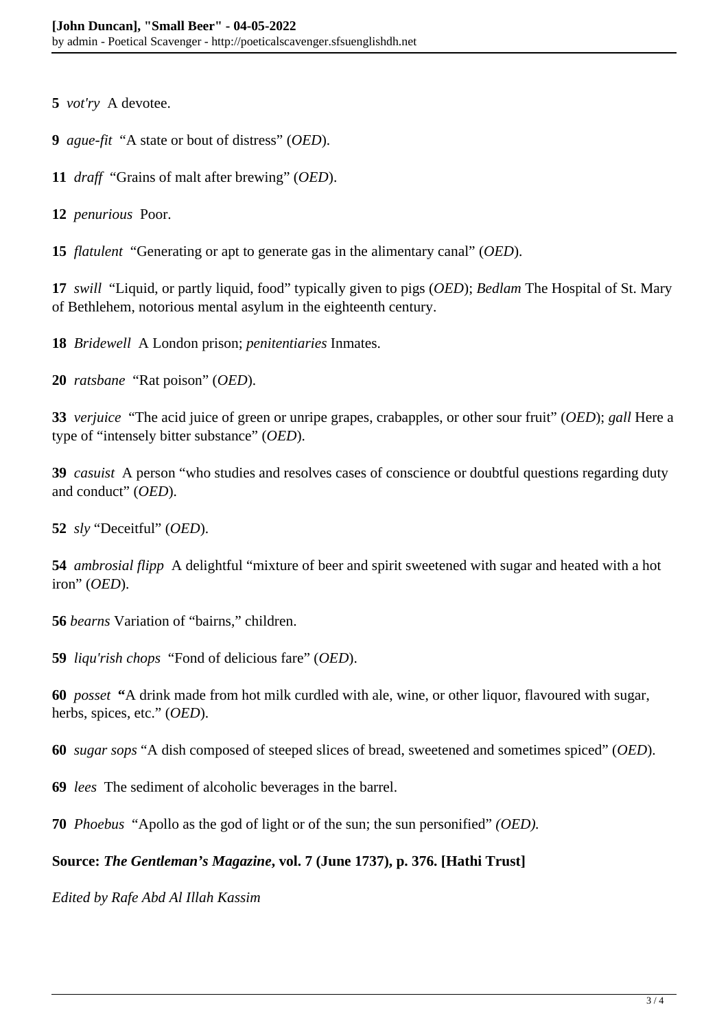**5** *vot'ry* A devotee.

**9** *ague-fit* "A state or bout of distress" (*OED*).

**11** *draff* "Grains of malt after brewing" (*OED*).

**12** *penurious* Poor.

**15** *flatulent* "Generating or apt to generate gas in the alimentary canal" (*OED*).

**17** *swill* "Liquid, or partly liquid, food" typically given to pigs (*OED*); *Bedlam* The Hospital of St. Mary of Bethlehem, notorious mental asylum in the eighteenth century.

**18** *Bridewell* A London prison; *penitentiaries* Inmates.

**20** *ratsbane* "Rat poison" (*OED*).

**33** *verjuice* "The acid juice of green or unripe grapes, crabapples, or other sour fruit" (*OED*); *gall* Here a type of "intensely bitter substance" (*OED*).

**39** *casuist* A person "who studies and resolves cases of conscience or doubtful questions regarding duty and conduct" (*OED*).

**52** *sly* "Deceitful" (*OED*).

**54** *ambrosial flipp* A delightful "mixture of beer and spirit sweetened with sugar and heated with a hot iron" (*OED*).

**56** *bearns* Variation of "bairns," children.

**59** *liqu'rish chops* "Fond of delicious fare" (*OED*).

**60** *posset* **"**A drink made from hot milk curdled with ale, wine, or other liquor, flavoured with sugar, herbs, spices, etc." (*OED*).

**60** *sugar sops* "A dish composed of steeped slices of bread, sweetened and sometimes spiced" (*OED*).

**69** *lees* The sediment of alcoholic beverages in the barrel.

**70** *Phoebus* "Apollo as the god of light or of the sun; the sun personified" *(OED).*

**Source: *The Gentleman's Magazine*, vol. 7 (June 1737), p. 376. [Hathi Trust]**

*Edited by Rafe Abd Al Illah Kassim*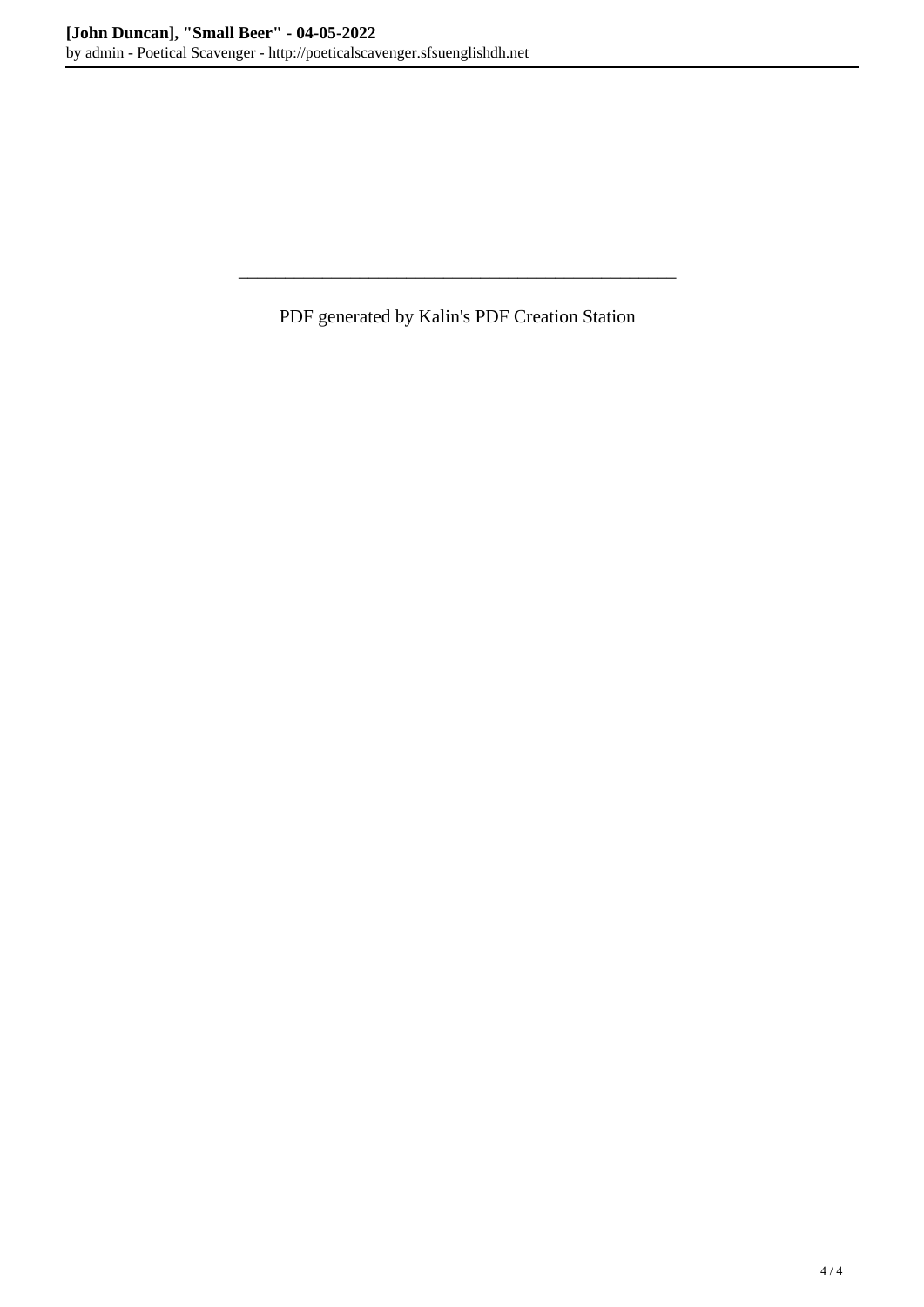_______________________________________________

PDF generated by Kalin's PDF Creation Station